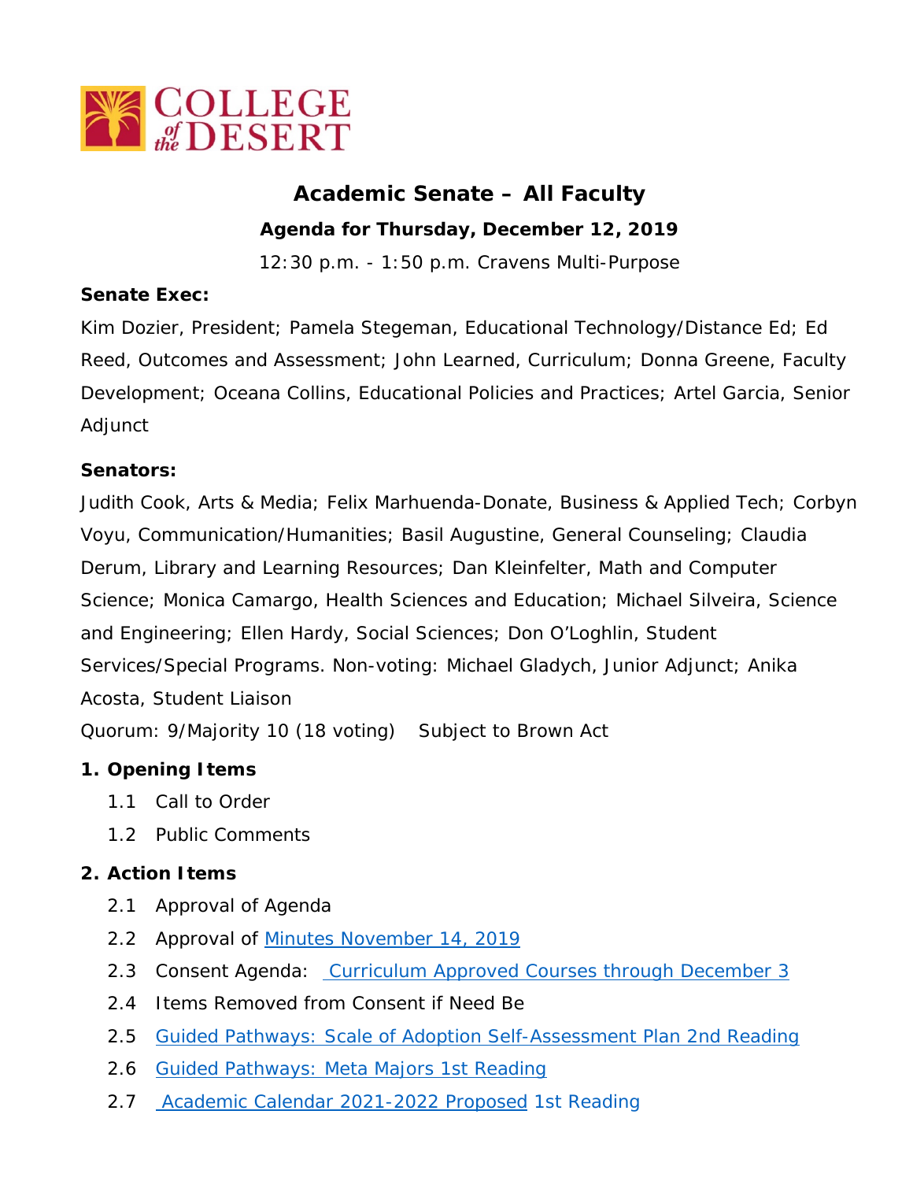COLLEGE of the DESERT

# Academic Senate – All Faculty

## Agenda for Thursday, December 12, 2019

12:30 p.m. - 1:50 p.m. Cravens Multi-Purpose

**Senate Exec:**

Kim Dozier, President; Pamela Stegeman, Educational Technology/Distance Ed; Ed Reed, Outcomes and Assessment; John Learned, Curriculum; Donna Greene, Faculty Development; Oceana Collins, Educational Policies and Practices; Artel Garcia, Senior Adjunct

**Senators:**

Judith Cook, Arts & Media; Felix Marhuenda-Donate, Business & Applied Tech; Corbyn Voyu, Communication/Humanities; Basil Augustine, General Counseling; Claudia Derum, Library and Learning Resources; Dan Kleinfelter, Math and Computer Science; Monica Camargo, Health Sciences and Education; Michael Silveira, Science and Engineering; Ellen Hardy, Social Sciences; Don O'Loghlin, Student Services/Special Programs. Non-voting: Michael Gladych, Junior Adjunct; Anika Acosta, Student Liaison

Quorum: 9/Majority 10 (18 voting)    Subject to Brown Act

**1. Opening Items**

- 1.1 Call to Order
- 1.2 Public Comments

**2. Action Items**

- 2.1 Approval of Agenda
- 2.2 Approval of Minutes November 14, 2019
- 2.3 Consent Agenda: Curriculum Approved Courses through December 3
- 2.4 Items Removed from Consent if Need Be
- 2.5 Guided Pathways: Scale of Adoption Self-Assessment Plan 2nd Reading
- 2.6 Guided Pathways: Meta Majors 1st Reading
- 2.7 Academic Calendar 2021-2022 Proposed 1st Reading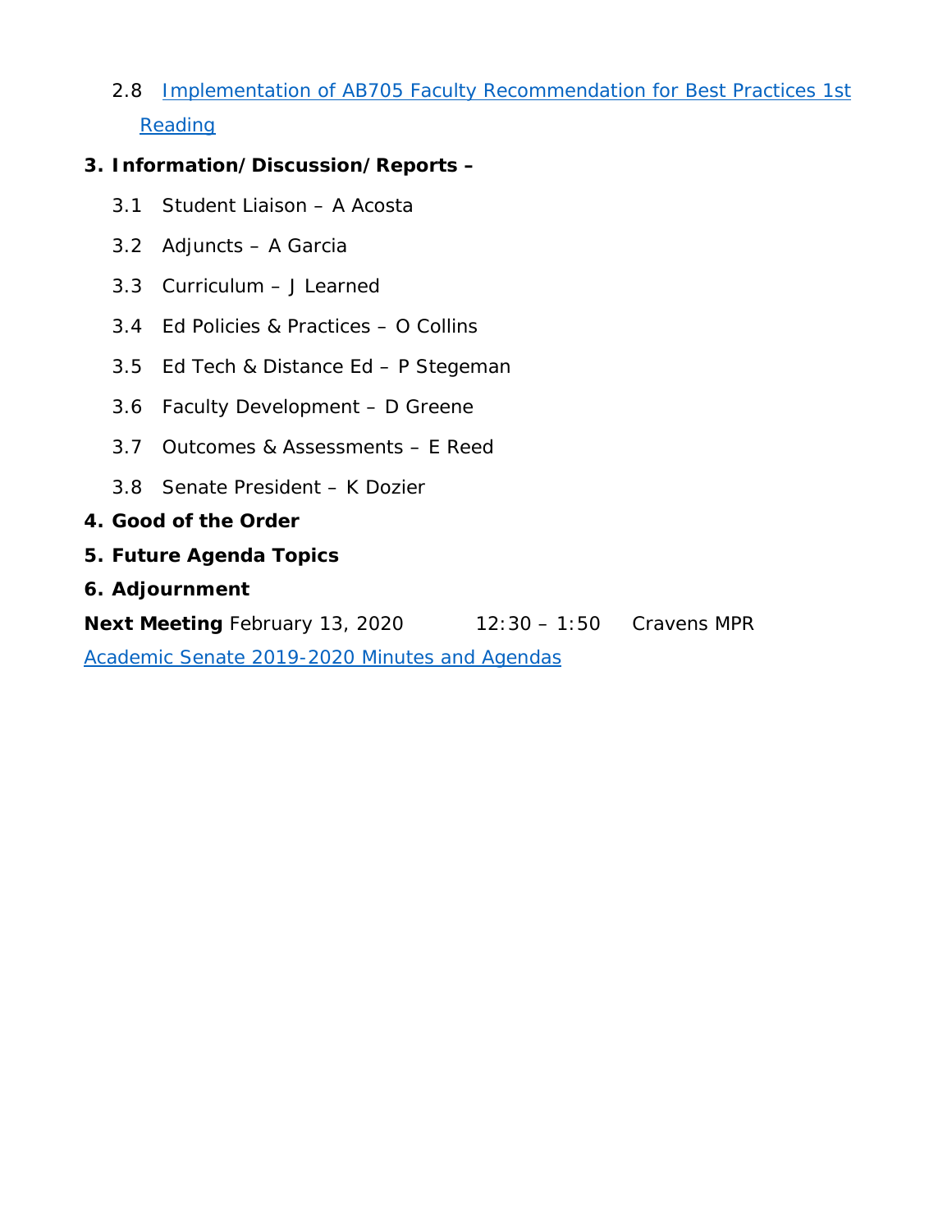2.8 [Implementation of AB705 Faculty Recommendation for Best Practices 1st Reading]

**3. Information/Discussion/Reports –**

3.1 Student Liaison – A Acosta

3.2 Adjuncts – A Garcia

3.3 Curriculum – J Learned

3.4 Ed Policies & Practices – O Collins

3.5 Ed Tech & Distance Ed – P Stegeman

3.6 Faculty Development – D Greene

3.7 Outcomes & Assessments – E Reed

3.8 Senate President – K Dozier

**4. Good of the Order**

**5. Future Agenda Topics**

**6. Adjournment**

**Next Meeting** February 13, 2020 12:30 – 1:50 Cravens MPR

[Academic Senate 2019-2020 Minutes and Agendas]